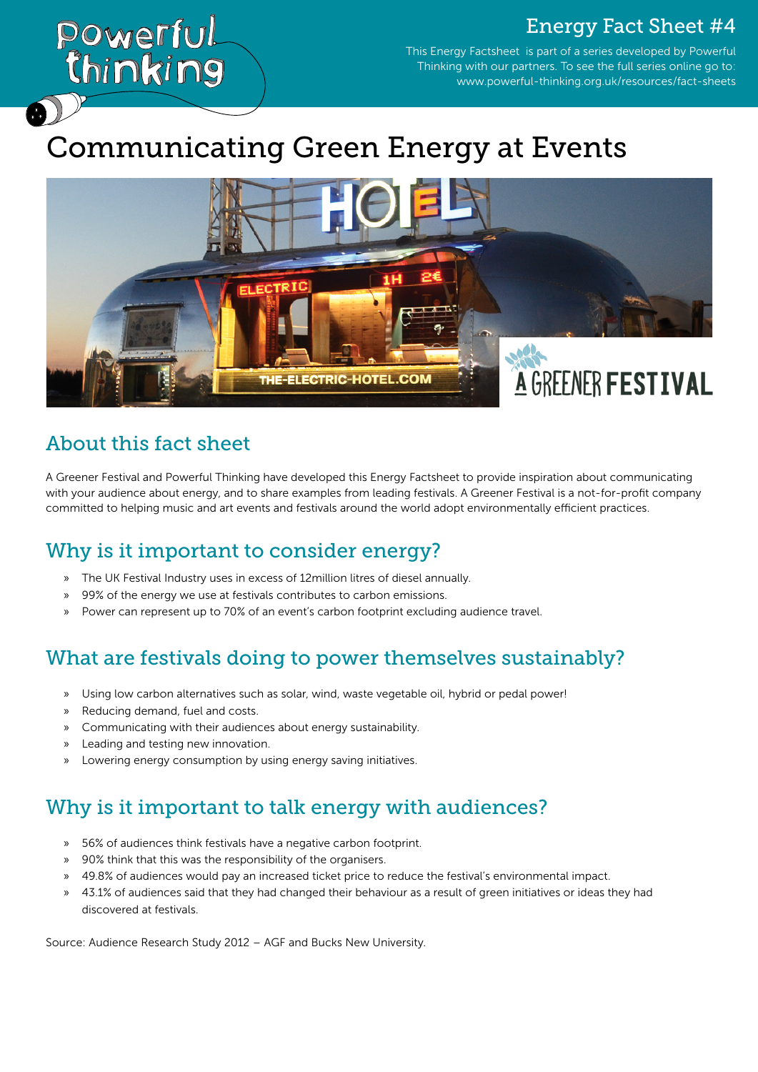Energy Fact Sheet #4

This Energy Factsheet is part of a series developed by Powerful Thinking with our partners. To see the full series online go to: www.powerful-thinking.org.uk/resources/fact-sheets

# Communicating Green Energy at Events

## About this fact sheet

A Greener Festival and Powerful Thinking have developed this Energy Factsheet to provide inspiration about communicating with your audience about energy, and to share examples from leading festivals. A Greener Festival is a not-for-profit company committed to helping music and art events and festivals around the world adopt environmentally efficient practices.

## Why is it important to consider energy?

- The UK Festival Industry uses in excess of 12million litres of diesel annually.
- 99% of the energy we use at festivals contributes to carbon emissions.
- Power can represent up to 70% of an event's carbon footprint excluding audience travel.

## What are festivals doing to power themselves sustainably?

- Using low carbon alternatives such as solar, wind, waste vegetable oil, hybrid or pedal power!
- Reducing demand, fuel and costs.
- Communicating with their audiences about energy sustainability.
- Leading and testing new innovation.
- Lowering energy consumption by using energy saving initiatives.

## Why is it important to talk energy with audiences?

- 56% of audiences think festivals have a negative carbon footprint.
- 90% think that this was the responsibility of the organisers.
- 49.8% of audiences would pay an increased ticket price to reduce the festival's environmental impact.
- 43.1% of audiences said that they had changed their behaviour as a result of green initiatives or ideas they had discovered at festivals.

Source: Audience Research Study 2012 – AGF and Bucks New University.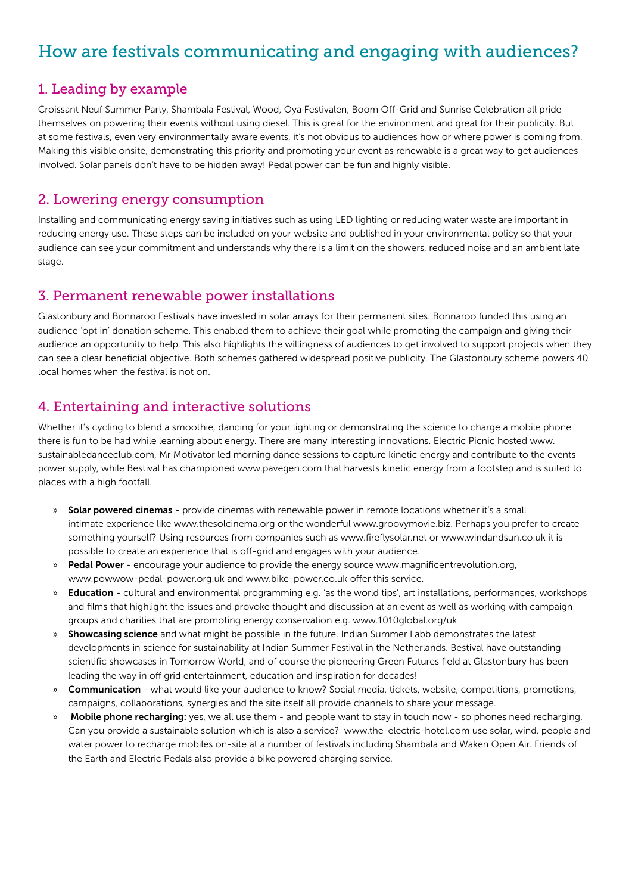# How are festivals communicating and engaging with audiences?

## 1. Leading by example

Croissant Neuf Summer Party, Shambala Festival, Wood, Oya Festivalen, Boom Off-Grid and Sunrise Celebration all pride themselves on powering their events without using diesel. This is great for the environment and great for their publicity. But at some festivals, even very environmentally aware events, it's not obvious to audiences how or where power is coming from. Making this visible onsite, demonstrating this priority and promoting your event as renewable is a great way to get audiences involved. Solar panels don't have to be hidden away! Pedal power can be fun and highly visible.

## 2. Lowering energy consumption

Installing and communicating energy saving initiatives such as using LED lighting or reducing water waste are important in reducing energy use. These steps can be included on your website and published in your environmental policy so that your audience can see your commitment and understands why there is a limit on the showers, reduced noise and an ambient late stage.

## 3. Permanent renewable power installations

Glastonbury and Bonnaroo Festivals have invested in solar arrays for their permanent sites. Bonnaroo funded this using an audience 'opt in' donation scheme. This enabled them to achieve their goal while promoting the campaign and giving their audience an opportunity to help. This also highlights the willingness of audiences to get involved to support projects when they can see a clear beneficial objective. Both schemes gathered widespread positive publicity. The Glastonbury scheme powers 40 local homes when the festival is not on.

## 4. Entertaining and interactive solutions

Whether it's cycling to blend a smoothie, dancing for your lighting or demonstrating the science to charge a mobile phone there is fun to be had while learning about energy. There are many interesting innovations. Electric Picnic hosted www.sustainabledanceclub.com, Mr Motivator led morning dance sessions to capture kinetic energy and contribute to the events power supply, while Bestival has championed www.pavegen.com that harvests kinetic energy from a footstep and is suited to places with a high footfall.

- **Solar powered cinemas** - provide cinemas with renewable power in remote locations whether it's a small intimate experience like www.thesolcinema.org or the wonderful www.groovymovie.biz. Perhaps you prefer to create something yourself? Using resources from companies such as www.fireflysolar.net or www.windandsun.co.uk it is possible to create an experience that is off-grid and engages with your audience.
- **Pedal Power** - encourage your audience to provide the energy source www.magnificentrevolution.org, www.powwow-pedal-power.org.uk and www.bike-power.co.uk offer this service.
- **Education** - cultural and environmental programming e.g. 'as the world tips', art installations, performances, workshops and films that highlight the issues and provoke thought and discussion at an event as well as working with campaign groups and charities that are promoting energy conservation e.g. www.1010global.org/uk
- **Showcasing science** and what might be possible in the future. Indian Summer Labb demonstrates the latest developments in science for sustainability at Indian Summer Festival in the Netherlands. Bestival have outstanding scientific showcases in Tomorrow World, and of course the pioneering Green Futures field at Glastonbury has been leading the way in off grid entertainment, education and inspiration for decades!
- **Communication** - what would like your audience to know? Social media, tickets, website, competitions, promotions, campaigns, collaborations, synergies and the site itself all provide channels to share your message.
- **Mobile phone recharging:** yes, we all use them - and people want to stay in touch now - so phones need recharging. Can you provide a sustainable solution which is also a service? www.the-electric-hotel.com use solar, wind, people and water power to recharge mobiles on-site at a number of festivals including Shambala and Waken Open Air. Friends of the Earth and Electric Pedals also provide a bike powered charging service.